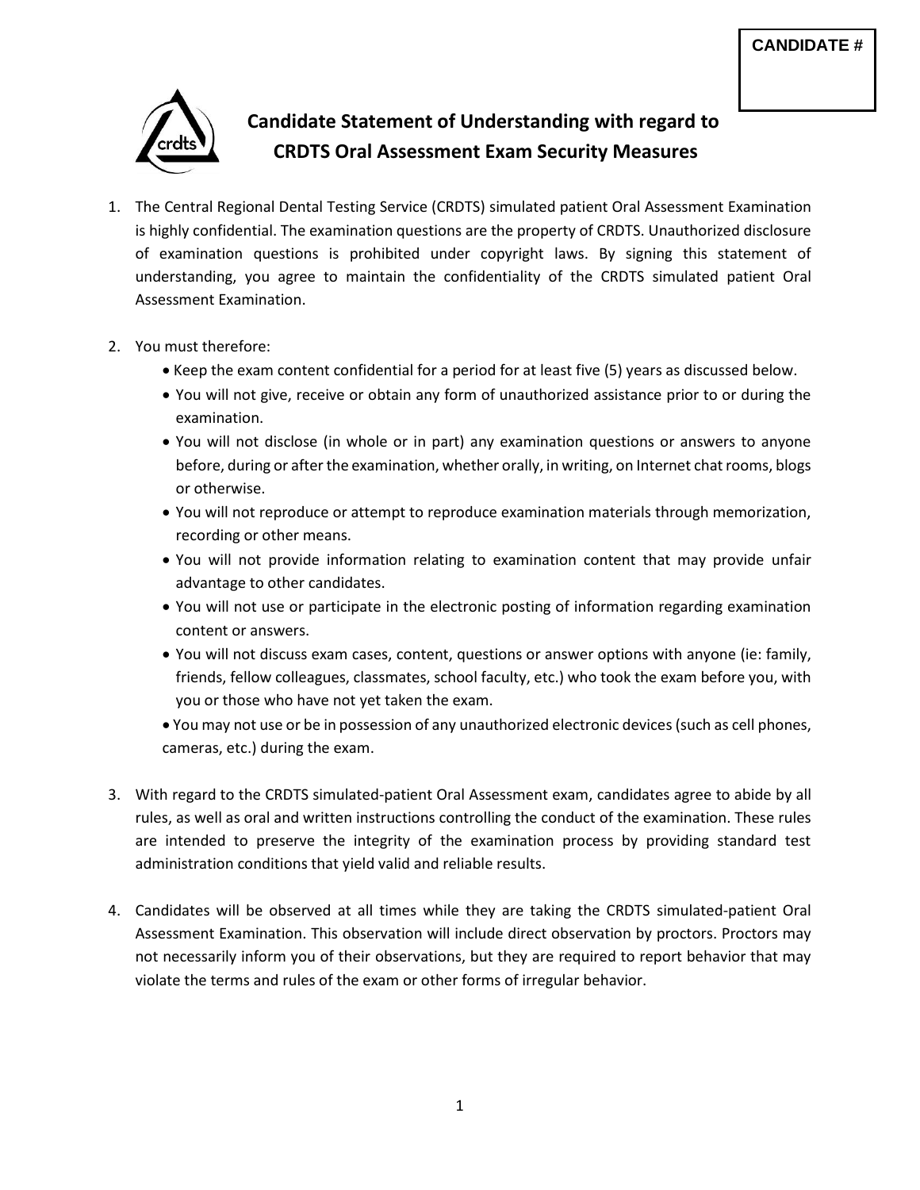**CANDIDATE #**

# Candidate Statement of Understanding with regard to CRDTS Oral Assessment Exam Security Measures

1. The Central Regional Dental Testing Service (CRDTS) simulated patient Oral Assessment Examination is highly confidential. The examination questions are the property of CRDTS. Unauthorized disclosure of examination questions is prohibited under copyright laws. By signing this statement of understanding, you agree to maintain the confidentiality of the CRDTS simulated patient Oral Assessment Examination.

2. You must therefore:
   - Keep the exam content confidential for a period for at least five (5) years as discussed below.
   - You will not give, receive or obtain any form of unauthorized assistance prior to or during the examination.
   - You will not disclose (in whole or in part) any examination questions or answers to anyone before, during or after the examination, whether orally, in writing, on Internet chat rooms, blogs or otherwise.
   - You will not reproduce or attempt to reproduce examination materials through memorization, recording or other means.
   - You will not provide information relating to examination content that may provide unfair advantage to other candidates.
   - You will not use or participate in the electronic posting of information regarding examination content or answers.
   - You will not discuss exam cases, content, questions or answer options with anyone (ie: family, friends, fellow colleagues, classmates, school faculty, etc.) who took the exam before you, with you or those who have not yet taken the exam.
   - You may not use or be in possession of any unauthorized electronic devices (such as cell phones, cameras, etc.) during the exam.

3. With regard to the CRDTS simulated-patient Oral Assessment exam, candidates agree to abide by all rules, as well as oral and written instructions controlling the conduct of the examination. These rules are intended to preserve the integrity of the examination process by providing standard test administration conditions that yield valid and reliable results.

4. Candidates will be observed at all times while they are taking the CRDTS simulated-patient Oral Assessment Examination. This observation will include direct observation by proctors. Proctors may not necessarily inform you of their observations, but they are required to report behavior that may violate the terms and rules of the exam or other forms of irregular behavior.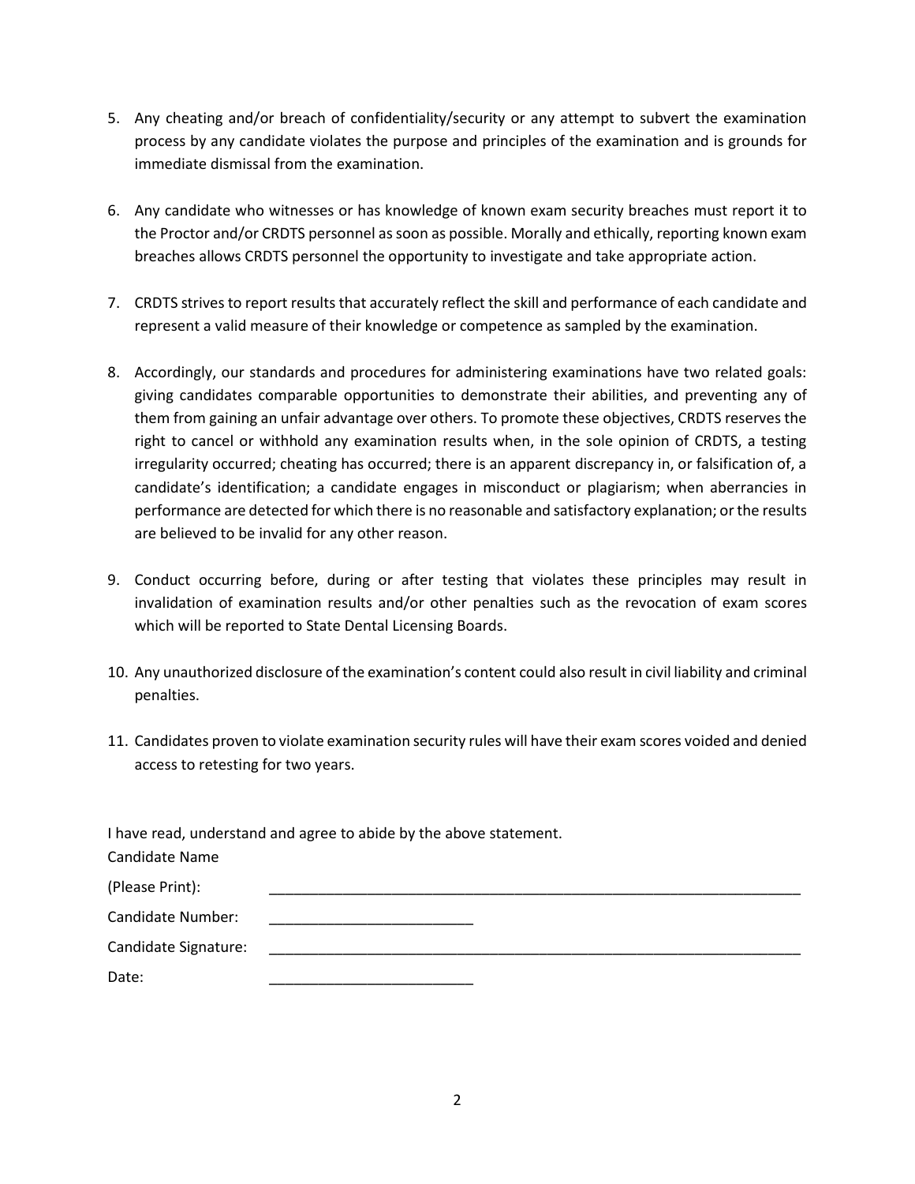5. Any cheating and/or breach of confidentiality/security or any attempt to subvert the examination process by any candidate violates the purpose and principles of the examination and is grounds for immediate dismissal from the examination.

6. Any candidate who witnesses or has knowledge of known exam security breaches must report it to the Proctor and/or CRDTS personnel as soon as possible. Morally and ethically, reporting known exam breaches allows CRDTS personnel the opportunity to investigate and take appropriate action.

7. CRDTS strives to report results that accurately reflect the skill and performance of each candidate and represent a valid measure of their knowledge or competence as sampled by the examination.

8. Accordingly, our standards and procedures for administering examinations have two related goals: giving candidates comparable opportunities to demonstrate their abilities, and preventing any of them from gaining an unfair advantage over others. To promote these objectives, CRDTS reserves the right to cancel or withhold any examination results when, in the sole opinion of CRDTS, a testing irregularity occurred; cheating has occurred; there is an apparent discrepancy in, or falsification of, a candidate's identification; a candidate engages in misconduct or plagiarism; when aberrancies in performance are detected for which there is no reasonable and satisfactory explanation; or the results are believed to be invalid for any other reason.

9. Conduct occurring before, during or after testing that violates these principles may result in invalidation of examination results and/or other penalties such as the revocation of exam scores which will be reported to State Dental Licensing Boards.

10. Any unauthorized disclosure of the examination's content could also result in civil liability and criminal penalties.

11. Candidates proven to violate examination security rules will have their exam scores voided and denied access to retesting for two years.

I have read, understand and agree to abide by the above statement.

Candidate Name (Please Print): ____________________________________________________________________

Candidate Number: _________________________

Candidate Signature: ____________________________________________________________________

Date: _________________________